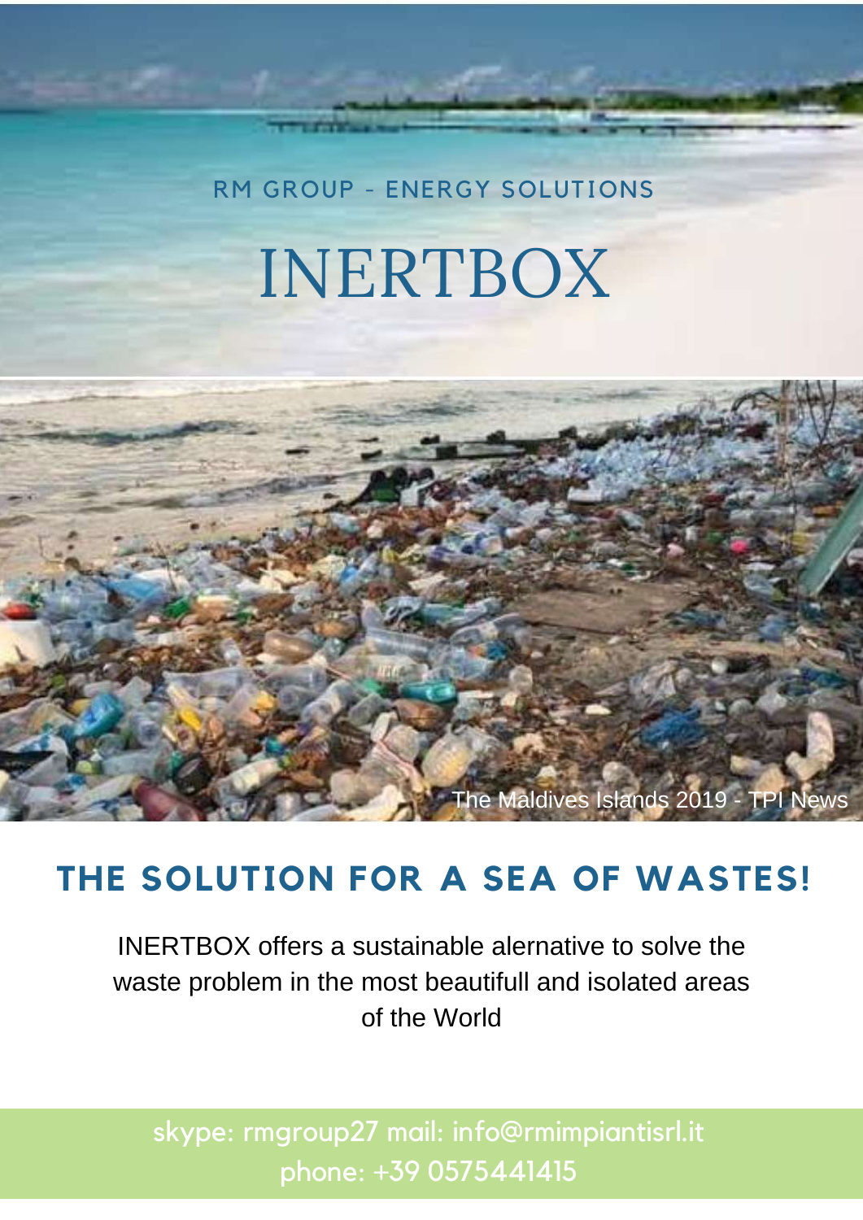RM GROUP - ENERGY SOLUTIONS

# INERTBOX

The Maldives Islands 2019 - TPI News

## THE SOLUTION FOR A SEA OF WASTES!

INERTBOX offers a sustainable alernative to solve the waste problem in the most beautifull and isolated areas of the World

skype: rmgroup27 mail: info@rmimpiantisrl.it
phone: +39 0575441415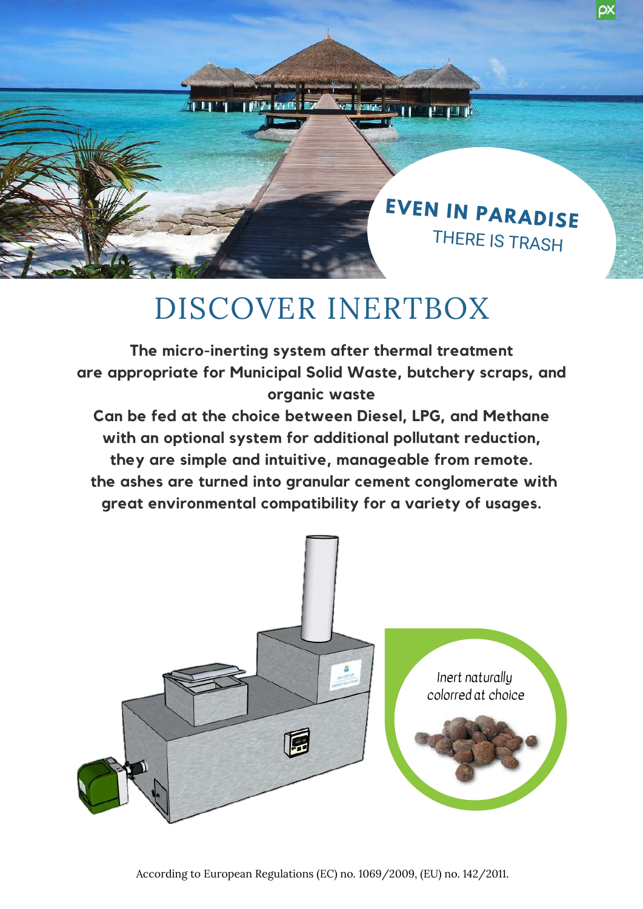EVEN IN PARADISE
THERE IS TRASH

# DISCOVER INERTBOX

**The micro-inerting system after thermal treatment are appropriate for Municipal Solid Waste, butchery scraps, and organic waste**
**Can be fed at the choice between Diesel, LPG, and Methane with an optional system for additional pollutant reduction, they are simple and intuitive, manageable from remote.**
**the ashes are turned into granular cement conglomerate with great environmental compatibility for a variety of usages.**

*Inert naturally colorred at choice*

According to European Regulations (EC) no. 1069/2009, (EU) no. 142/2011.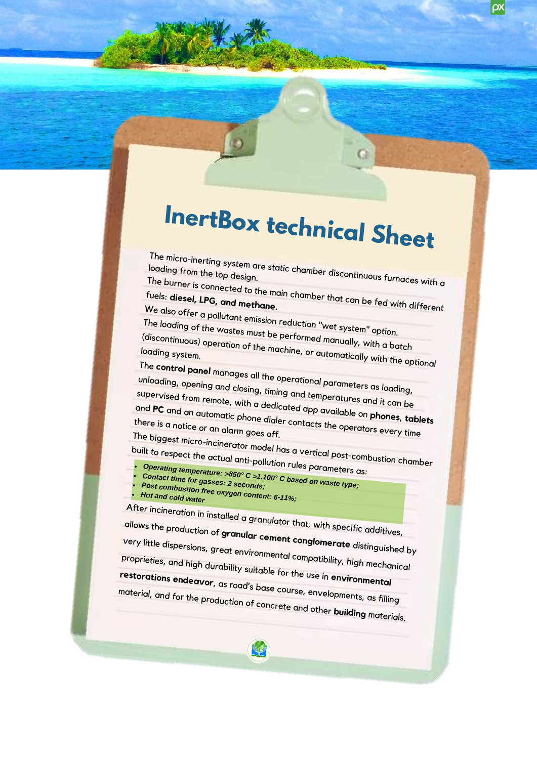# InertBox technical Sheet

The micro-inerting system are static chamber discontinuous furnaces with a loading from the top design.

The burner is connected to the main chamber that can be fed with different fuels: **diesel, LPG, and methane.**

We also offer a pollutant emission reduction "wet system" option.

The loading of the wastes must be performed manually, with a batch (discontinuous) operation of the machine, or automatically with the optional loading system.

The **control panel** manages all the operational parameters as loading, unloading, opening and closing, timing and temperatures and it can be supervised from remote, with a dedicated app available on **phones, tablets** and **PC** and an automatic phone dialer contacts the operators every time there is a notice or an alarm goes off.

The biggest micro-incinerator model has a vertical post-combustion chamber built to respect the actual anti-pollution rules parameters as:

- ***Operating temperature: >850° C >1.100° C based on waste type;***
- ***Contact time for gasses: 2 seconds;***
- ***Post combustion free oxygen content: 6-11%;***
- ***Hot and cold water***

After incineration in installed a granulator that, with specific additives, allows the production of **granular cement conglomerate** distinguished by very little dispersions, great environmental compatibility, high mechanical proprieties, and high durability suitable for the use in **environmental restorations endeavor**, as road's base course, envelopments, as filling material, and for the production of concrete and other **building** materials.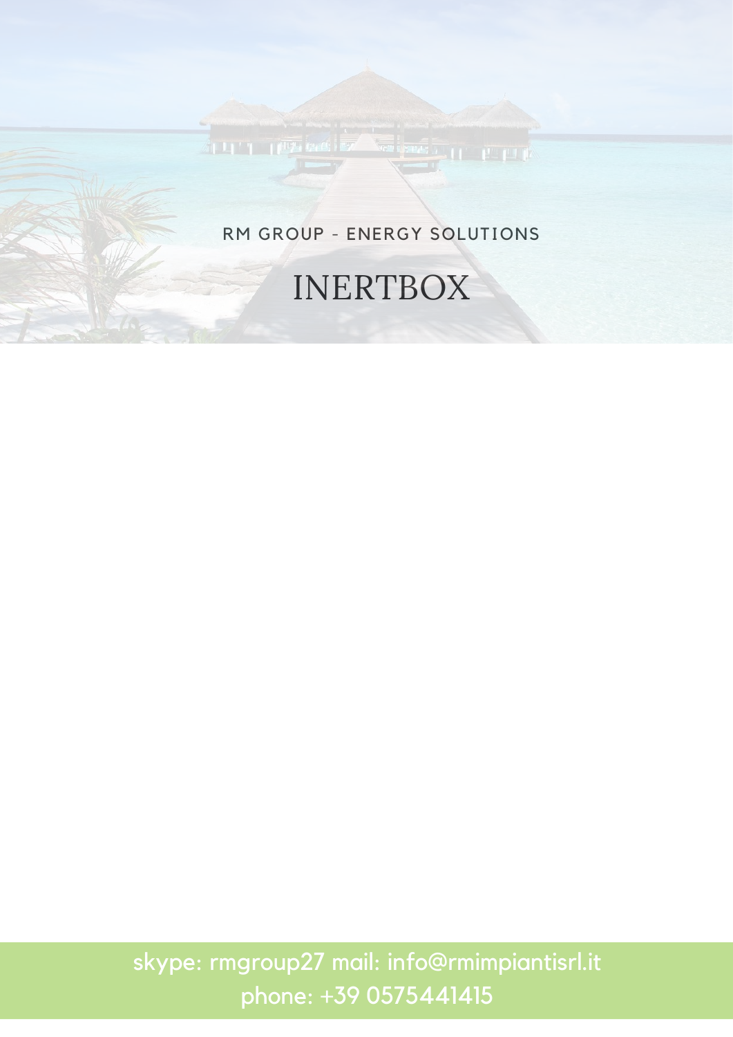RM GROUP - ENERGY SOLUTIONS

# INERTBOX

skype: rmgroup27 mail: info@rmimpiantisrl.it
phone: +39 0575441415